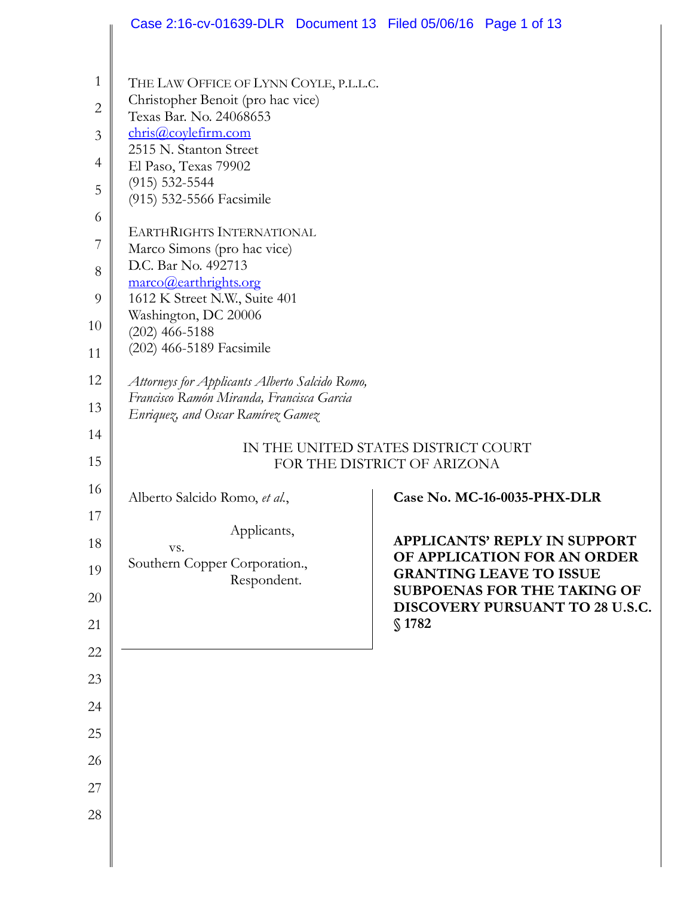THE LAW OFFICE OF LYNN COYLE, P.L.L.C.
Christopher Benoit (pro hac vice)
Texas Bar. No. 24068653
chris@coylefirm.com
2515 N. Stanton Street
El Paso, Texas 79902
(915) 532-5544
(915) 532-5566 Facsimile

EARTHRIGHTS INTERNATIONAL
Marco Simons (pro hac vice)
D.C. Bar No. 492713
marco@earthrights.org
1612 K Street N.W., Suite 401
Washington, DC 20006
(202) 466-5188
(202) 466-5189 Facsimile

*Attorneys for Applicants Alberto Salcido Romo, Francisco Ramón Miranda, Francisca Garcia Enriquez, and Oscar Ramírez Gamez*

IN THE UNITED STATES DISTRICT COURT
FOR THE DISTRICT OF ARIZONA

Alberto Salcido Romo, *et al.*,

Applicants,

vs.

Southern Copper Corporation.,

Respondent.

**Case No. MC-16-0035-PHX-DLR**

**APPLICANTS' REPLY IN SUPPORT OF APPLICATION FOR AN ORDER GRANTING LEAVE TO ISSUE SUBPOENAS FOR THE TAKING OF DISCOVERY PURSUANT TO 28 U.S.C. § 1782**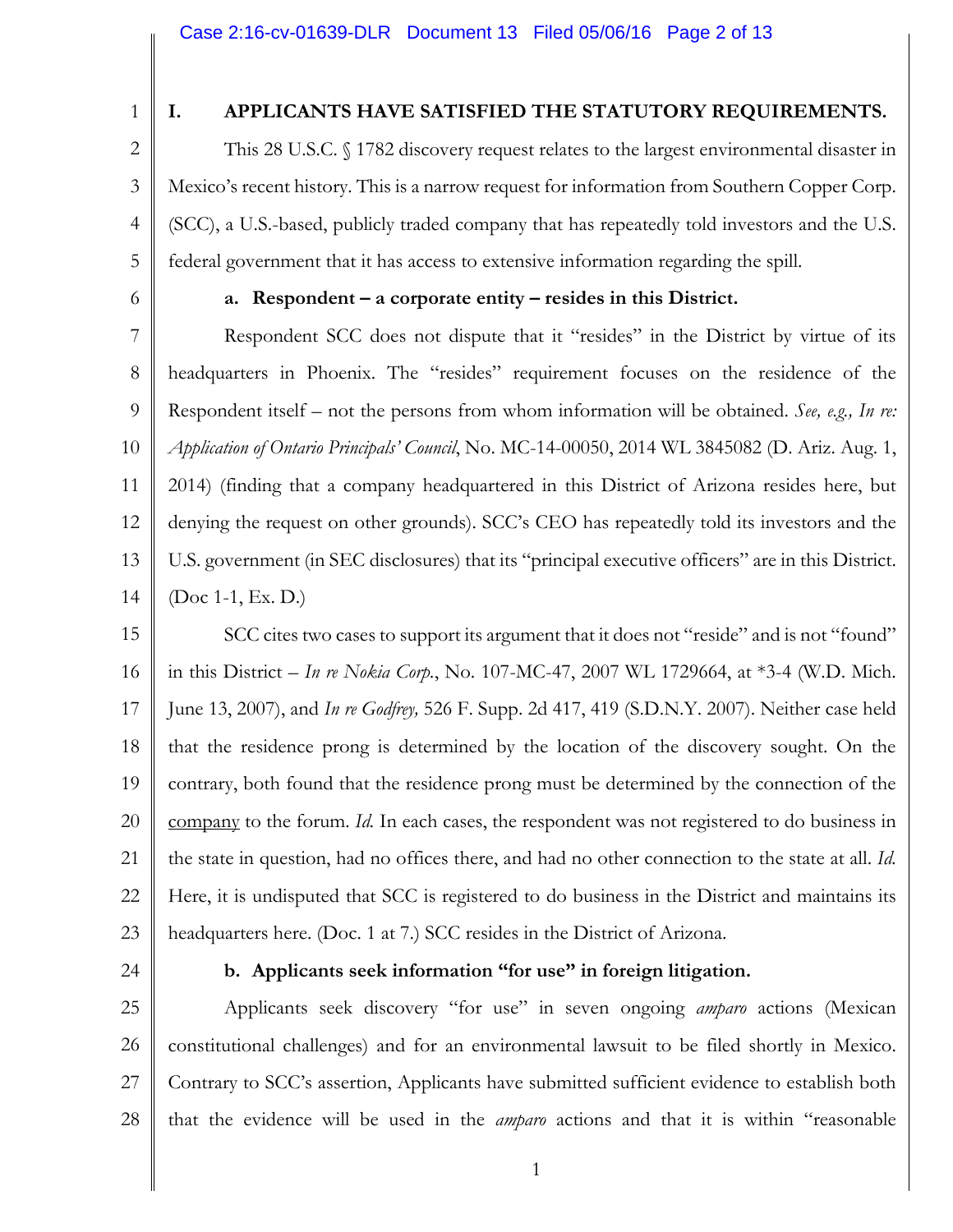## I. APPLICANTS HAVE SATISFIED THE STATUTORY REQUIREMENTS.

This 28 U.S.C. § 1782 discovery request relates to the largest environmental disaster in Mexico's recent history. This is a narrow request for information from Southern Copper Corp. (SCC), a U.S.-based, publicly traded company that has repeatedly told investors and the U.S. federal government that it has access to extensive information regarding the spill.

### a. Respondent – a corporate entity – resides in this District.

Respondent SCC does not dispute that it "resides" in the District by virtue of its headquarters in Phoenix. The "resides" requirement focuses on the residence of the Respondent itself – not the persons from whom information will be obtained. *See, e.g., In re: Application of Ontario Principals' Council*, No. MC-14-00050, 2014 WL 3845082 (D. Ariz. Aug. 1, 2014) (finding that a company headquartered in this District of Arizona resides here, but denying the request on other grounds). SCC's CEO has repeatedly told its investors and the U.S. government (in SEC disclosures) that its "principal executive officers" are in this District. (Doc 1-1, Ex. D.)

SCC cites two cases to support its argument that it does not "reside" and is not "found" in this District – *In re Nokia Corp.*, No. 107-MC-47, 2007 WL 1729664, at *3-4 (W.D. Mich. June 13, 2007), and *In re Godfrey,* 526 F. Supp. 2d 417, 419 (S.D.N.Y. 2007). Neither case held that the residence prong is determined by the location of the discovery sought. On the contrary, both found that the residence prong must be determined by the connection of the <u>company</u> to the forum. *Id.* In each cases, the respondent was not registered to do business in the state in question, had no offices there, and had no other connection to the state at all. *Id.* Here, it is undisputed that SCC is registered to do business in the District and maintains its headquarters here. (Doc. 1 at 7.) SCC resides in the District of Arizona.

### b. Applicants seek information "for use" in foreign litigation.

Applicants seek discovery "for use" in seven ongoing *amparo* actions (Mexican constitutional challenges) and for an environmental lawsuit to be filed shortly in Mexico. Contrary to SCC's assertion, Applicants have submitted sufficient evidence to establish both that the evidence will be used in the *amparo* actions and that it is within "reasonable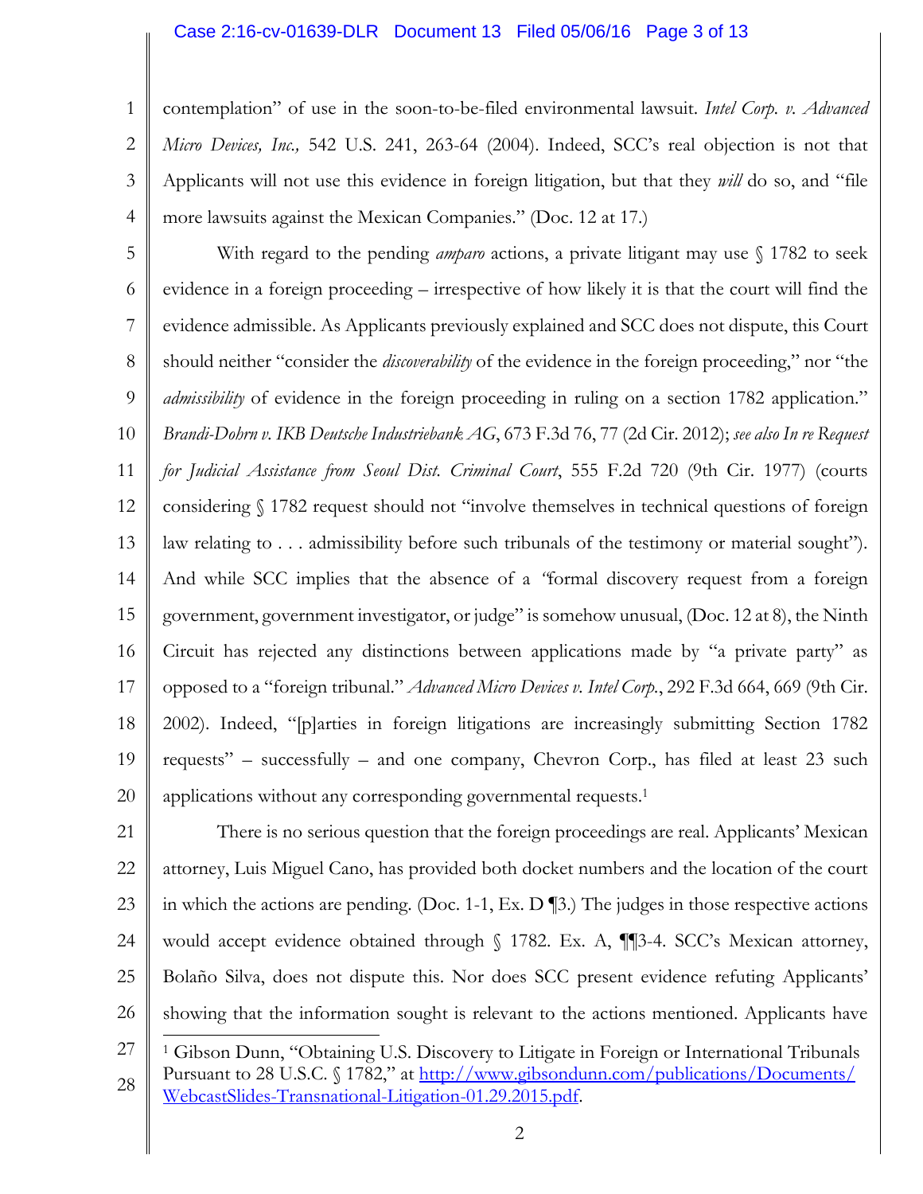contemplation" of use in the soon-to-be-filed environmental lawsuit. *Intel Corp. v. Advanced Micro Devices, Inc.,* 542 U.S. 241, 263-64 (2004). Indeed, SCC's real objection is not that Applicants will not use this evidence in foreign litigation, but that they *will* do so, and "file more lawsuits against the Mexican Companies." (Doc. 12 at 17.)

With regard to the pending *amparo* actions, a private litigant may use § 1782 to seek evidence in a foreign proceeding – irrespective of how likely it is that the court will find the evidence admissible. As Applicants previously explained and SCC does not dispute, this Court should neither "consider the *discoverability* of the evidence in the foreign proceeding," nor "the *admissibility* of evidence in the foreign proceeding in ruling on a section 1782 application." *Brandi-Dohrn v. IKB Deutsche Industriebank AG*, 673 F.3d 76, 77 (2d Cir. 2012); *see also In re Request for Judicial Assistance from Seoul Dist. Criminal Court*, 555 F.2d 720 (9th Cir. 1977) (courts considering § 1782 request should not "involve themselves in technical questions of foreign law relating to . . . admissibility before such tribunals of the testimony or material sought"). And while SCC implies that the absence of a "formal discovery request from a foreign government, government investigator, or judge" is somehow unusual, (Doc. 12 at 8), the Ninth Circuit has rejected any distinctions between applications made by "a private party" as opposed to a "foreign tribunal." *Advanced Micro Devices v. Intel Corp.*, 292 F.3d 664, 669 (9th Cir. 2002). Indeed, "[p]arties in foreign litigations are increasingly submitting Section 1782 requests" – successfully – and one company, Chevron Corp., has filed at least 23 such applications without any corresponding governmental requests.[1]

There is no serious question that the foreign proceedings are real. Applicants' Mexican attorney, Luis Miguel Cano, has provided both docket numbers and the location of the court in which the actions are pending. (Doc. 1-1, Ex. D ¶3.) The judges in those respective actions would accept evidence obtained through § 1782. Ex. A, ¶¶3-4. SCC's Mexican attorney, Bolaño Silva, does not dispute this. Nor does SCC present evidence refuting Applicants' showing that the information sought is relevant to the actions mentioned. Applicants have

---

[1] Gibson Dunn, "Obtaining U.S. Discovery to Litigate in Foreign or International Tribunals Pursuant to 28 U.S.C. § 1782," at http://www.gibsondunn.com/publications/Documents/WebcastSlides-Transnational-Litigation-01.29.2015.pdf.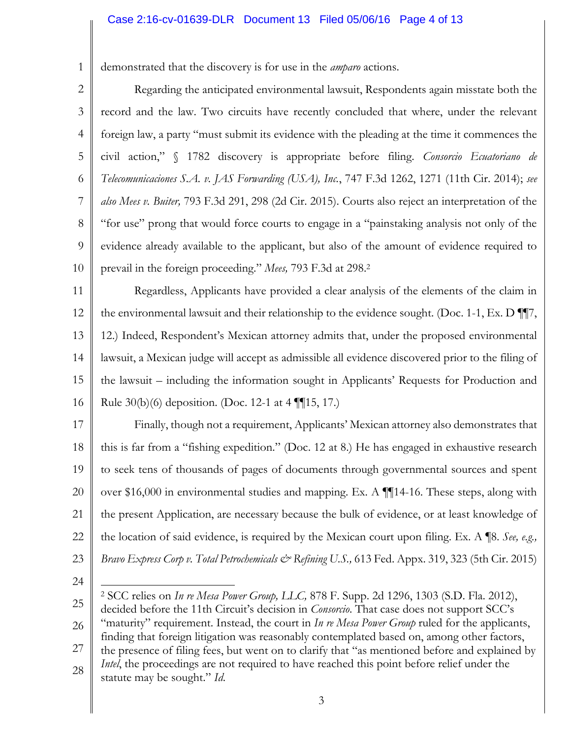demonstrated that the discovery is for use in the *amparo* actions.

Regarding the anticipated environmental lawsuit, Respondents again misstate both the record and the law. Two circuits have recently concluded that where, under the relevant foreign law, a party "must submit its evidence with the pleading at the time it commences the civil action," § 1782 discovery is appropriate before filing. *Consorcio Ecuatoriano de Telecomunicaciones S.A. v. JAS Forwarding (USA), Inc.*, 747 F.3d 1262, 1271 (11th Cir. 2014); *see also Mees v. Buiter,* 793 F.3d 291, 298 (2d Cir. 2015). Courts also reject an interpretation of the "for use" prong that would force courts to engage in a "painstaking analysis not only of the evidence already available to the applicant, but also of the amount of evidence required to prevail in the foreign proceeding." *Mees,* 793 F.3d at 298.[2]

Regardless, Applicants have provided a clear analysis of the elements of the claim in the environmental lawsuit and their relationship to the evidence sought. (Doc. 1-1, Ex. D ¶¶7, 12.) Indeed, Respondent's Mexican attorney admits that, under the proposed environmental lawsuit, a Mexican judge will accept as admissible all evidence discovered prior to the filing of the lawsuit – including the information sought in Applicants' Requests for Production and Rule 30(b)(6) deposition. (Doc. 12-1 at 4 ¶¶15, 17.)

Finally, though not a requirement, Applicants' Mexican attorney also demonstrates that this is far from a "fishing expedition." (Doc. 12 at 8.) He has engaged in exhaustive research to seek tens of thousands of pages of documents through governmental sources and spent over $16,000 in environmental studies and mapping. Ex. A ¶¶14-16. These steps, along with the present Application, are necessary because the bulk of evidence, or at least knowledge of the location of said evidence, is required by the Mexican court upon filing. Ex. A ¶8. *See, e.g., Bravo Express Corp v. Total Petrochemicals & Refining U.S.,* 613 Fed. Appx. 319, 323 (5th Cir. 2015)

---

[2] SCC relies on *In re Mesa Power Group, LLC,* 878 F. Supp. 2d 1296, 1303 (S.D. Fla. 2012), decided before the 11th Circuit's decision in *Consorcio*. That case does not support SCC's "maturity" requirement. Instead, the court in *In re Mesa Power Group* ruled for the applicants, finding that foreign litigation was reasonably contemplated based on, among other factors, the presence of filing fees, but went on to clarify that "as mentioned before and explained by *Intel*, the proceedings are not required to have reached this point before relief under the statute may be sought." *Id.*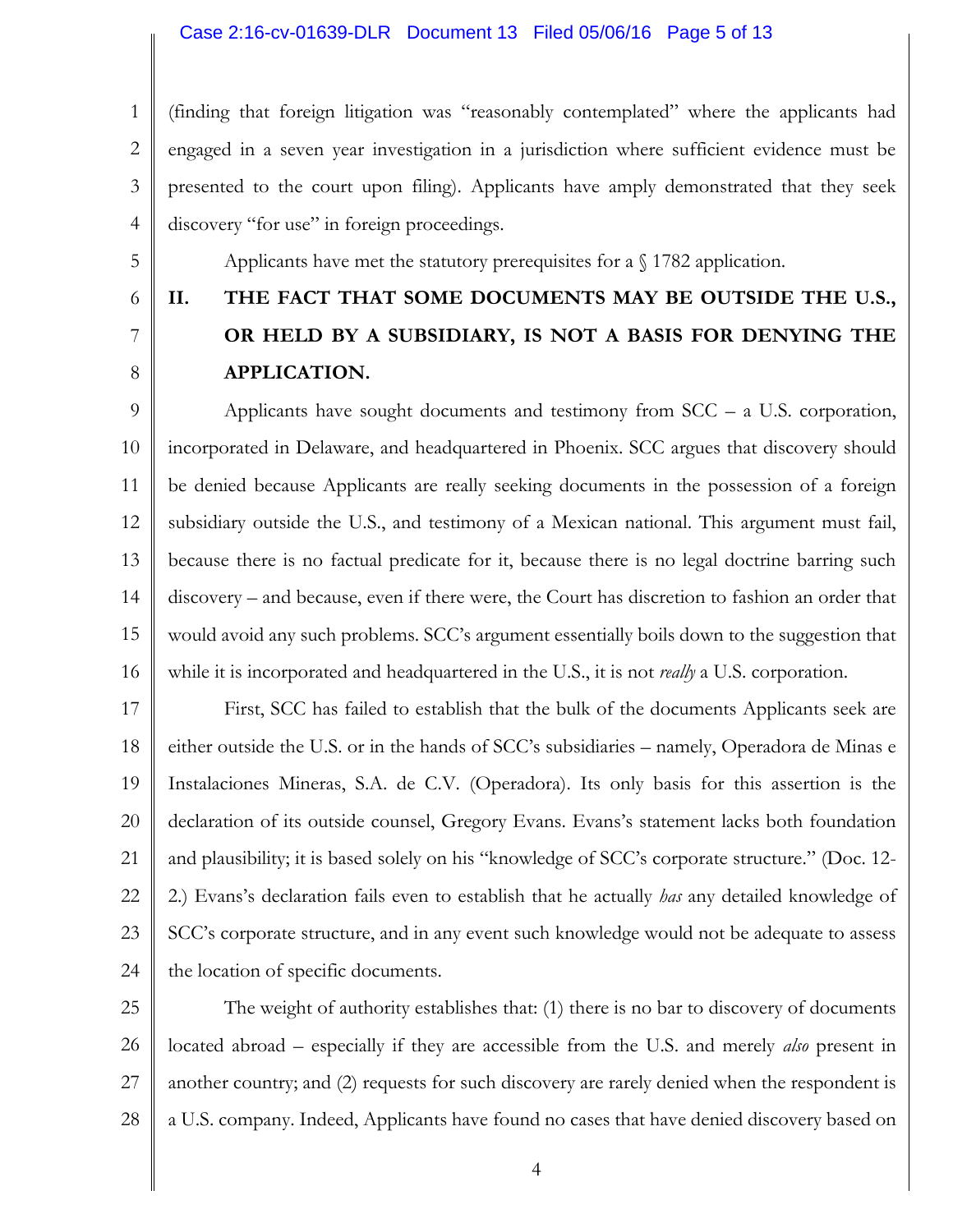(finding that foreign litigation was "reasonably contemplated" where the applicants had engaged in a seven year investigation in a jurisdiction where sufficient evidence must be presented to the court upon filing). Applicants have amply demonstrated that they seek discovery "for use" in foreign proceedings.

Applicants have met the statutory prerequisites for a § 1782 application.

## II. THE FACT THAT SOME DOCUMENTS MAY BE OUTSIDE THE U.S., OR HELD BY A SUBSIDIARY, IS NOT A BASIS FOR DENYING THE APPLICATION.

Applicants have sought documents and testimony from SCC – a U.S. corporation, incorporated in Delaware, and headquartered in Phoenix. SCC argues that discovery should be denied because Applicants are really seeking documents in the possession of a foreign subsidiary outside the U.S., and testimony of a Mexican national. This argument must fail, because there is no factual predicate for it, because there is no legal doctrine barring such discovery – and because, even if there were, the Court has discretion to fashion an order that would avoid any such problems. SCC's argument essentially boils down to the suggestion that while it is incorporated and headquartered in the U.S., it is not *really* a U.S. corporation.

First, SCC has failed to establish that the bulk of the documents Applicants seek are either outside the U.S. or in the hands of SCC's subsidiaries – namely, Operadora de Minas e Instalaciones Mineras, S.A. de C.V. (Operadora). Its only basis for this assertion is the declaration of its outside counsel, Gregory Evans. Evans's statement lacks both foundation and plausibility; it is based solely on his "knowledge of SCC's corporate structure." (Doc. 12-2.) Evans's declaration fails even to establish that he actually *has* any detailed knowledge of SCC's corporate structure, and in any event such knowledge would not be adequate to assess the location of specific documents.

The weight of authority establishes that: (1) there is no bar to discovery of documents located abroad – especially if they are accessible from the U.S. and merely *also* present in another country; and (2) requests for such discovery are rarely denied when the respondent is a U.S. company. Indeed, Applicants have found no cases that have denied discovery based on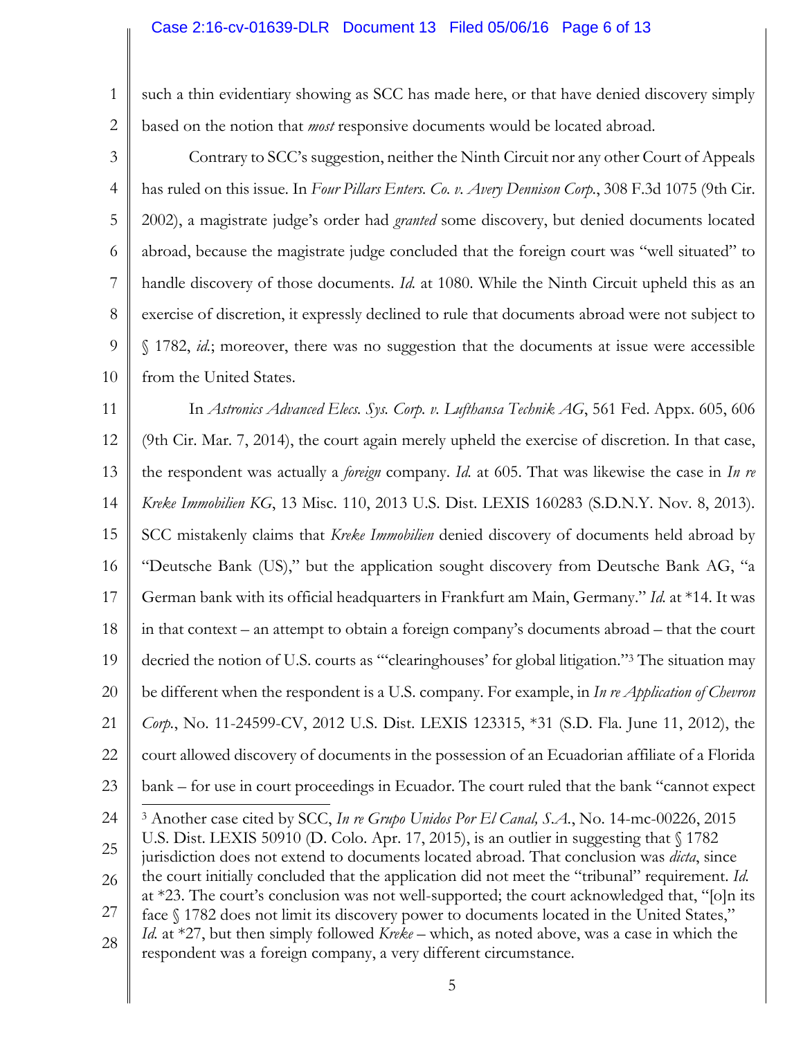such a thin evidentiary showing as SCC has made here, or that have denied discovery simply based on the notion that *most* responsive documents would be located abroad.

Contrary to SCC's suggestion, neither the Ninth Circuit nor any other Court of Appeals has ruled on this issue. In *Four Pillars Enters. Co. v. Avery Dennison Corp.*, 308 F.3d 1075 (9th Cir. 2002), a magistrate judge's order had *granted* some discovery, but denied documents located abroad, because the magistrate judge concluded that the foreign court was "well situated" to handle discovery of those documents. *Id.* at 1080. While the Ninth Circuit upheld this as an exercise of discretion, it expressly declined to rule that documents abroad were not subject to § 1782, *id.*; moreover, there was no suggestion that the documents at issue were accessible from the United States.

In *Astronics Advanced Elecs. Sys. Corp. v. Lufthansa Technik AG*, 561 Fed. Appx. 605, 606 (9th Cir. Mar. 7, 2014), the court again merely upheld the exercise of discretion. In that case, the respondent was actually a *foreign* company. *Id.* at 605. That was likewise the case in *In re Kreke Immobilien KG*, 13 Misc. 110, 2013 U.S. Dist. LEXIS 160283 (S.D.N.Y. Nov. 8, 2013). SCC mistakenly claims that *Kreke Immobilien* denied discovery of documents held abroad by "Deutsche Bank (US)," but the application sought discovery from Deutsche Bank AG, "a German bank with its official headquarters in Frankfurt am Main, Germany." *Id.* at *14. It was in that context – an attempt to obtain a foreign company's documents abroad – that the court decried the notion of U.S. courts as "'clearinghouses' for global litigation."[3] The situation may be different when the respondent is a U.S. company. For example, in *In re Application of Chevron Corp.*, No. 11-24599-CV, 2012 U.S. Dist. LEXIS 123315, *31 (S.D. Fla. June 11, 2012), the court allowed discovery of documents in the possession of an Ecuadorian affiliate of a Florida bank – for use in court proceedings in Ecuador. The court ruled that the bank "cannot expect

---

[3] Another case cited by SCC, *In re Grupo Unidos Por El Canal, S.A.*, No. 14-mc-00226, 2015 U.S. Dist. LEXIS 50910 (D. Colo. Apr. 17, 2015), is an outlier in suggesting that § 1782 jurisdiction does not extend to documents located abroad. That conclusion was *dicta*, since the court initially concluded that the application did not meet the "tribunal" requirement. *Id.* at *23. The court's conclusion was not well-supported; the court acknowledged that, "[o]n its face § 1782 does not limit its discovery power to documents located in the United States," *Id.* at *27, but then simply followed *Kreke* – which, as noted above, was a case in which the respondent was a foreign company, a very different circumstance.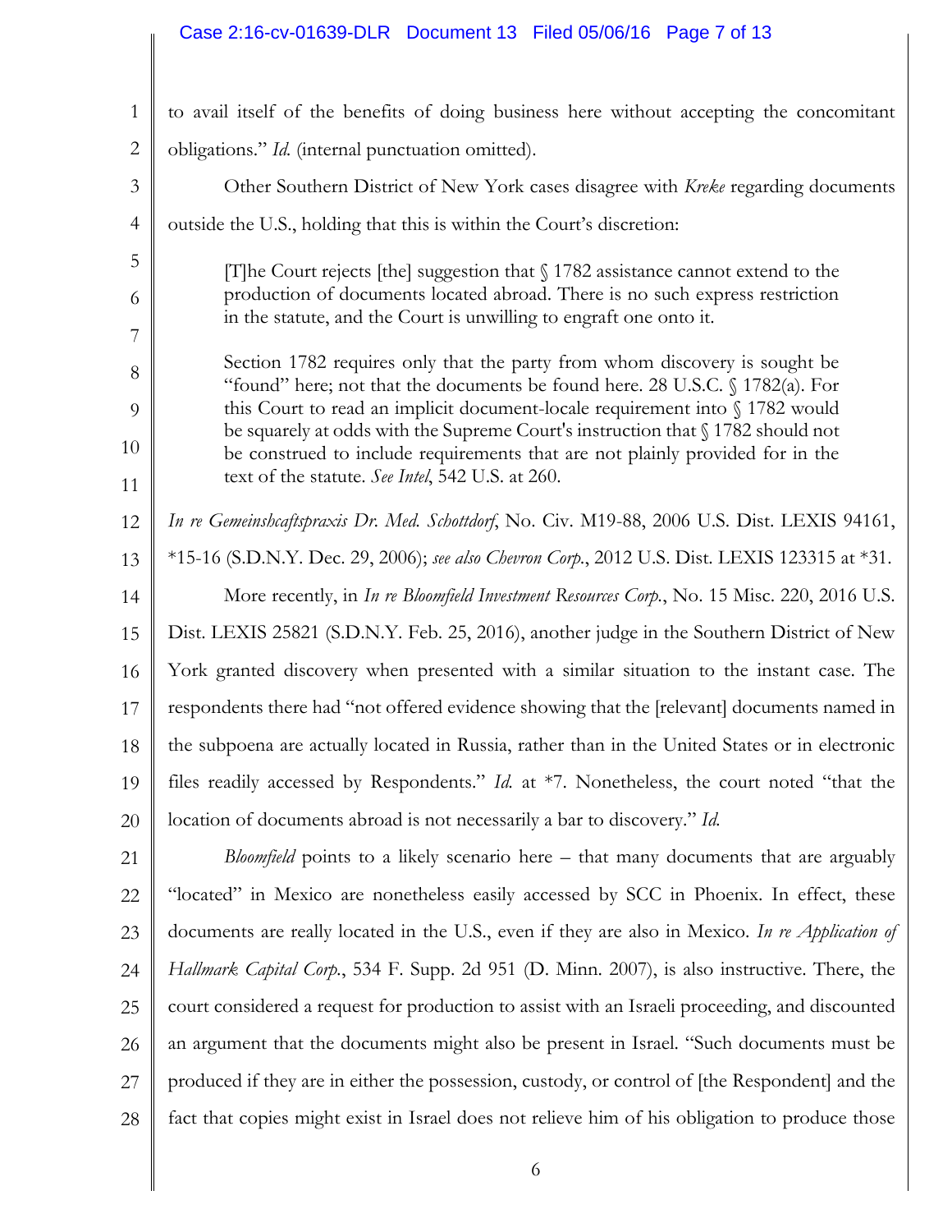to avail itself of the benefits of doing business here without accepting the concomitant obligations." *Id.* (internal punctuation omitted).

Other Southern District of New York cases disagree with *Kreke* regarding documents outside the U.S., holding that this is within the Court's discretion:

> [T]he Court rejects [the] suggestion that § 1782 assistance cannot extend to the production of documents located abroad. There is no such express restriction in the statute, and the Court is unwilling to engraft one onto it.
>
> Section 1782 requires only that the party from whom discovery is sought be "found" here; not that the documents be found here. 28 U.S.C. § 1782(a). For this Court to read an implicit document-locale requirement into § 1782 would be squarely at odds with the Supreme Court's instruction that § 1782 should not be construed to include requirements that are not plainly provided for in the text of the statute. *See Intel*, 542 U.S. at 260.

*In re Gemeinshcaftspraxis Dr. Med. Schottdorf*, No. Civ. M19-88, 2006 U.S. Dist. LEXIS 94161, *15-16 (S.D.N.Y. Dec. 29, 2006); *see also Chevron Corp.*, 2012 U.S. Dist. LEXIS 123315 at *31.

More recently, in *In re Bloomfield Investment Resources Corp.*, No. 15 Misc. 220, 2016 U.S. Dist. LEXIS 25821 (S.D.N.Y. Feb. 25, 2016), another judge in the Southern District of New York granted discovery when presented with a similar situation to the instant case. The respondents there had "not offered evidence showing that the [relevant] documents named in the subpoena are actually located in Russia, rather than in the United States or in electronic files readily accessed by Respondents." *Id.* at *7. Nonetheless, the court noted "that the location of documents abroad is not necessarily a bar to discovery." *Id.*

*Bloomfield* points to a likely scenario here – that many documents that are arguably "located" in Mexico are nonetheless easily accessed by SCC in Phoenix. In effect, these documents are really located in the U.S., even if they are also in Mexico. *In re Application of Hallmark Capital Corp.*, 534 F. Supp. 2d 951 (D. Minn. 2007), is also instructive. There, the court considered a request for production to assist with an Israeli proceeding, and discounted an argument that the documents might also be present in Israel. "Such documents must be produced if they are in either the possession, custody, or control of [the Respondent] and the fact that copies might exist in Israel does not relieve him of his obligation to produce those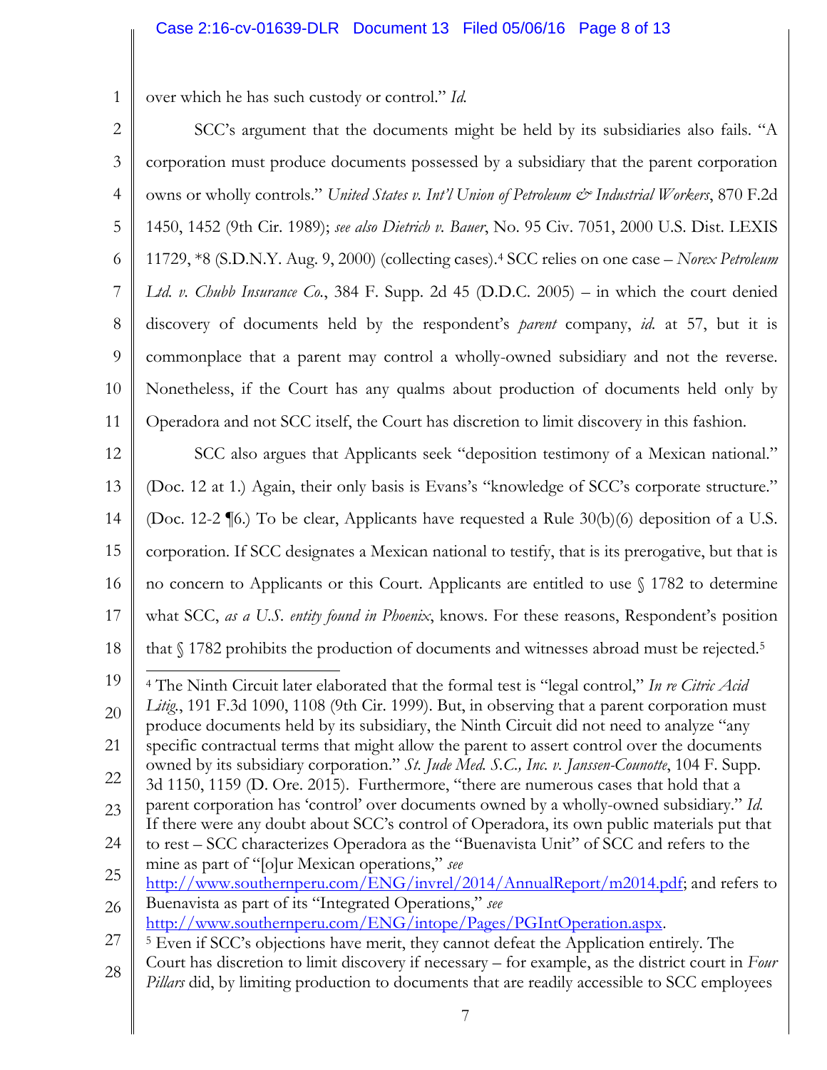over which he has such custody or control." *Id.*

SCC's argument that the documents might be held by its subsidiaries also fails. "A corporation must produce documents possessed by a subsidiary that the parent corporation owns or wholly controls." *United States v. Int'l Union of Petroleum & Industrial Workers*, 870 F.2d 1450, 1452 (9th Cir. 1989); *see also Dietrich v. Bauer*, No. 95 Civ. 7051, 2000 U.S. Dist. LEXIS 11729, *8 (S.D.N.Y. Aug. 9, 2000) (collecting cases).[4] SCC relies on one case – *Norex Petroleum Ltd. v. Chubb Insurance Co.*, 384 F. Supp. 2d 45 (D.D.C. 2005) – in which the court denied discovery of documents held by the respondent's *parent* company, *id.* at 57, but it is commonplace that a parent may control a wholly-owned subsidiary and not the reverse. Nonetheless, if the Court has any qualms about production of documents held only by Operadora and not SCC itself, the Court has discretion to limit discovery in this fashion.

SCC also argues that Applicants seek "deposition testimony of a Mexican national." (Doc. 12 at 1.) Again, their only basis is Evans's "knowledge of SCC's corporate structure." (Doc. 12-2 ¶6.) To be clear, Applicants have requested a Rule 30(b)(6) deposition of a U.S. corporation. If SCC designates a Mexican national to testify, that is its prerogative, but that is no concern to Applicants or this Court. Applicants are entitled to use § 1782 to determine what SCC, *as a U.S. entity found in Phoenix*, knows. For these reasons, Respondent's position that § 1782 prohibits the production of documents and witnesses abroad must be rejected.[5]

---

[4] The Ninth Circuit later elaborated that the formal test is "legal control," *In re Citric Acid Litig.*, 191 F.3d 1090, 1108 (9th Cir. 1999). But, in observing that a parent corporation must produce documents held by its subsidiary, the Ninth Circuit did not need to analyze "any specific contractual terms that might allow the parent to assert control over the documents owned by its subsidiary corporation." *St. Jude Med. S.C., Inc. v. Janssen-Counotte*, 104 F. Supp. 3d 1150, 1159 (D. Ore. 2015). Furthermore, "there are numerous cases that hold that a parent corporation has 'control' over documents owned by a wholly-owned subsidiary." *Id.* If there were any doubt about SCC's control of Operadora, its own public materials put that to rest – SCC characterizes Operadora as the "Buenavista Unit" of SCC and refers to the mine as part of "[o]ur Mexican operations," *see* http://www.southernperu.com/ENG/invrel/2014/AnnualReport/m2014.pdf; and refers to Buenavista as part of its "Integrated Operations," *see* http://www.southernperu.com/ENG/intope/Pages/PGIntOperation.aspx.

[5] Even if SCC's objections have merit, they cannot defeat the Application entirely. The Court has discretion to limit discovery if necessary – for example, as the district court in *Four Pillars* did, by limiting production to documents that are readily accessible to SCC employees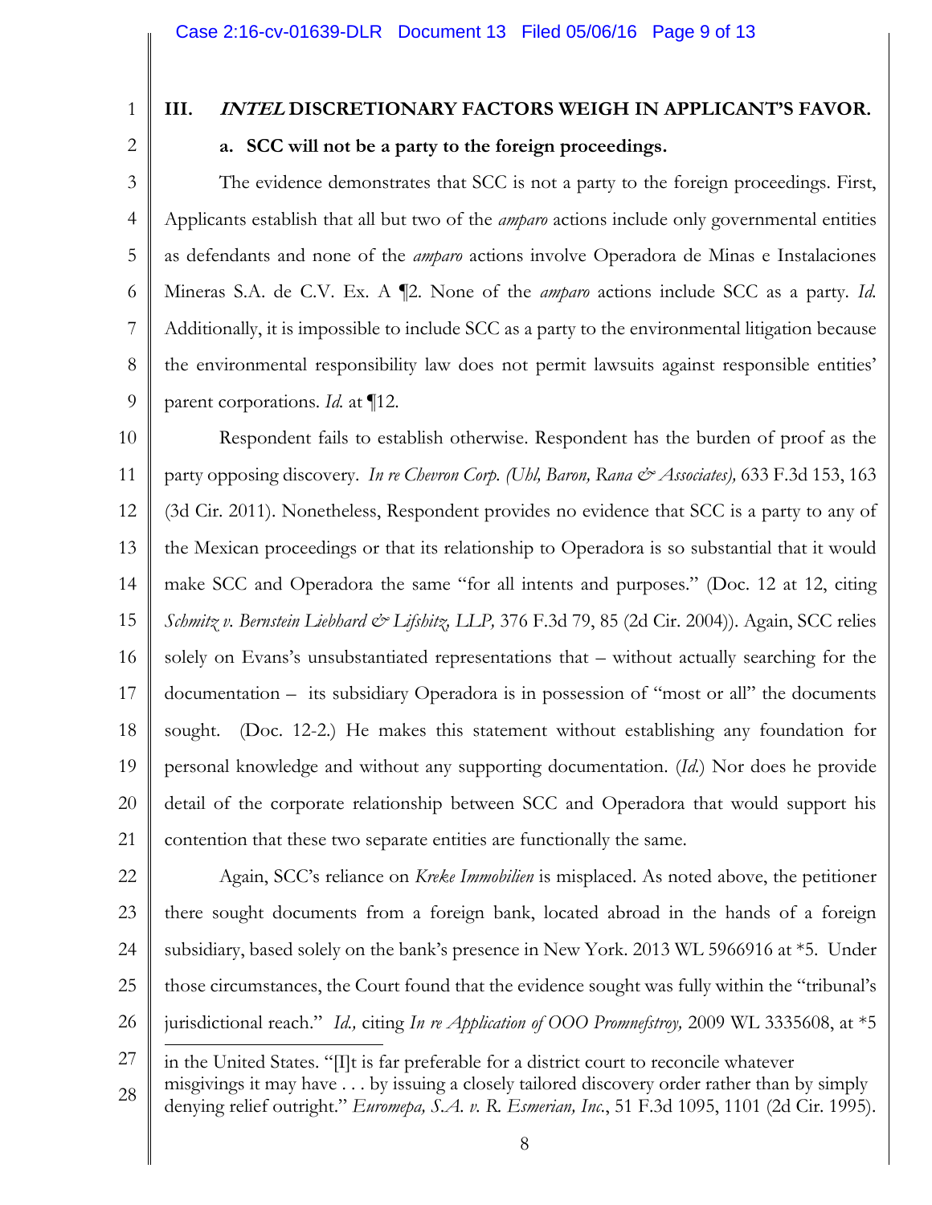## III. *INTEL* DISCRETIONARY FACTORS WEIGH IN APPLICANT'S FAVOR.

### a. SCC will not be a party to the foreign proceedings.

The evidence demonstrates that SCC is not a party to the foreign proceedings. First, Applicants establish that all but two of the *amparo* actions include only governmental entities as defendants and none of the *amparo* actions involve Operadora de Minas e Instalaciones Mineras S.A. de C.V. Ex. A ¶2. None of the *amparo* actions include SCC as a party. *Id.* Additionally, it is impossible to include SCC as a party to the environmental litigation because the environmental responsibility law does not permit lawsuits against responsible entities' parent corporations. *Id.* at ¶12.

Respondent fails to establish otherwise. Respondent has the burden of proof as the party opposing discovery. *In re Chevron Corp. (Uhl, Baron, Rana & Associates),* 633 F.3d 153, 163 (3d Cir. 2011). Nonetheless, Respondent provides no evidence that SCC is a party to any of the Mexican proceedings or that its relationship to Operadora is so substantial that it would make SCC and Operadora the same "for all intents and purposes." (Doc. 12 at 12, citing *Schmitz v. Bernstein Liebhard & Lifshitz, LLP,* 376 F.3d 79, 85 (2d Cir. 2004)). Again, SCC relies solely on Evans's unsubstantiated representations that – without actually searching for the documentation – its subsidiary Operadora is in possession of "most or all" the documents sought. (Doc. 12-2.) He makes this statement without establishing any foundation for personal knowledge and without any supporting documentation. (*Id.*) Nor does he provide detail of the corporate relationship between SCC and Operadora that would support his contention that these two separate entities are functionally the same.

Again, SCC's reliance on *Kreke Immobilien* is misplaced. As noted above, the petitioner there sought documents from a foreign bank, located abroad in the hands of a foreign subsidiary, based solely on the bank's presence in New York. 2013 WL 5966916 at *5. Under those circumstances, the Court found that the evidence sought was fully within the "tribunal's jurisdictional reach." *Id.,* citing *In re Application of OOO Promnefstroy,* 2009 WL 3335608, at *5

---

in the United States. "[I]t is far preferable for a district court to reconcile whatever misgivings it may have . . . by issuing a closely tailored discovery order rather than by simply denying relief outright." *Euromepa, S.A. v. R. Esmerian, Inc.*, 51 F.3d 1095, 1101 (2d Cir. 1995).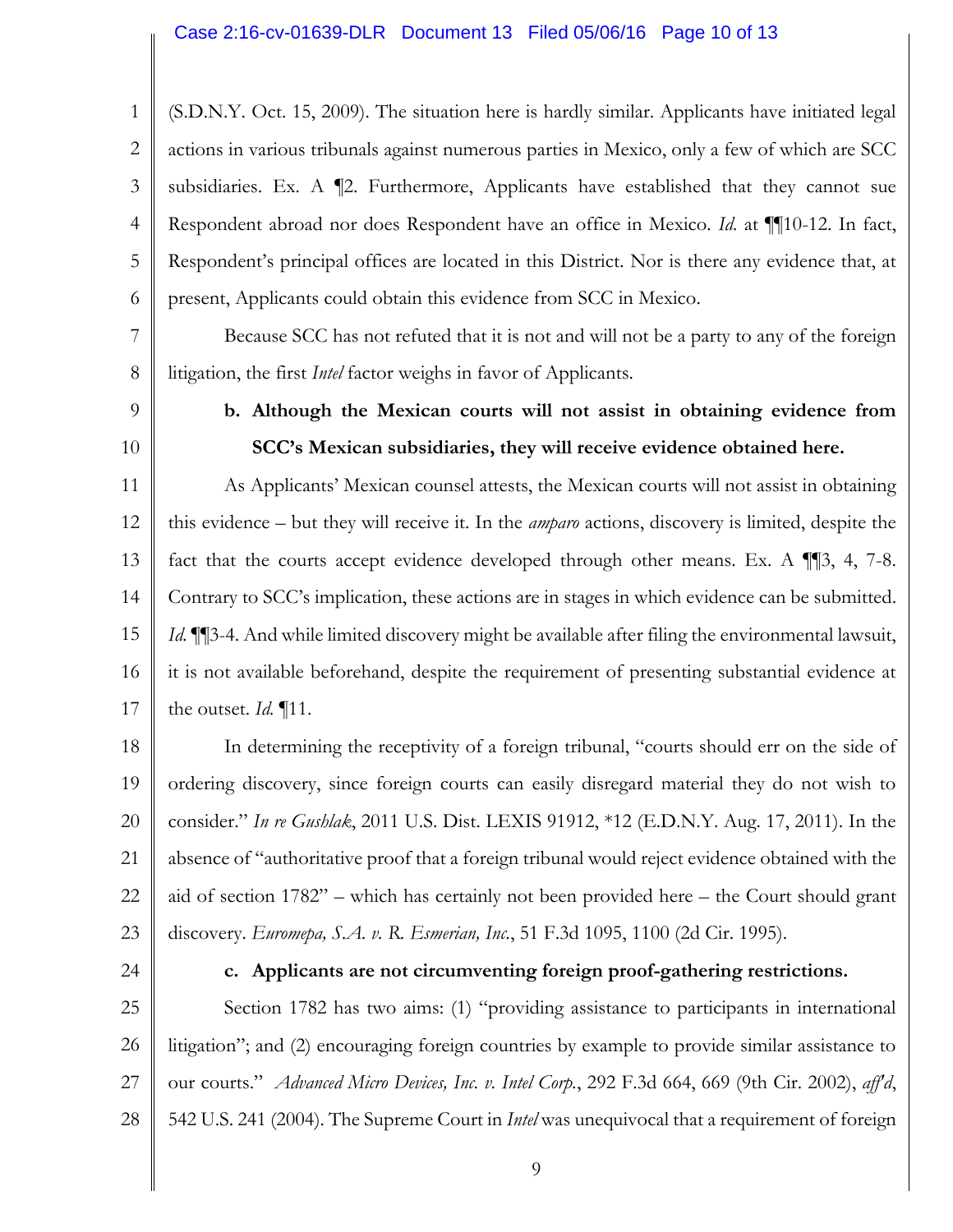(S.D.N.Y. Oct. 15, 2009). The situation here is hardly similar. Applicants have initiated legal actions in various tribunals against numerous parties in Mexico, only a few of which are SCC subsidiaries. Ex. A ¶2. Furthermore, Applicants have established that they cannot sue Respondent abroad nor does Respondent have an office in Mexico. *Id.* at ¶¶10-12. In fact, Respondent's principal offices are located in this District. Nor is there any evidence that, at present, Applicants could obtain this evidence from SCC in Mexico.

Because SCC has not refuted that it is not and will not be a party to any of the foreign litigation, the first *Intel* factor weighs in favor of Applicants.

**b. Although the Mexican courts will not assist in obtaining evidence from SCC's Mexican subsidiaries, they will receive evidence obtained here.**

As Applicants' Mexican counsel attests, the Mexican courts will not assist in obtaining this evidence – but they will receive it. In the *amparo* actions, discovery is limited, despite the fact that the courts accept evidence developed through other means. Ex. A ¶¶3, 4, 7-8. Contrary to SCC's implication, these actions are in stages in which evidence can be submitted. *Id.* ¶¶3-4. And while limited discovery might be available after filing the environmental lawsuit, it is not available beforehand, despite the requirement of presenting substantial evidence at the outset. *Id.* ¶11.

In determining the receptivity of a foreign tribunal, "courts should err on the side of ordering discovery, since foreign courts can easily disregard material they do not wish to consider." *In re Gushlak*, 2011 U.S. Dist. LEXIS 91912, *12 (E.D.N.Y. Aug. 17, 2011). In the absence of "authoritative proof that a foreign tribunal would reject evidence obtained with the aid of section 1782" – which has certainly not been provided here – the Court should grant discovery. *Euromepa, S.A. v. R. Esmerian, Inc.*, 51 F.3d 1095, 1100 (2d Cir. 1995).

**c. Applicants are not circumventing foreign proof-gathering restrictions.**

Section 1782 has two aims: (1) "providing assistance to participants in international litigation"; and (2) encouraging foreign countries by example to provide similar assistance to our courts." *Advanced Micro Devices, Inc. v. Intel Corp.*, 292 F.3d 664, 669 (9th Cir. 2002), *aff'd*, 542 U.S. 241 (2004). The Supreme Court in *Intel* was unequivocal that a requirement of foreign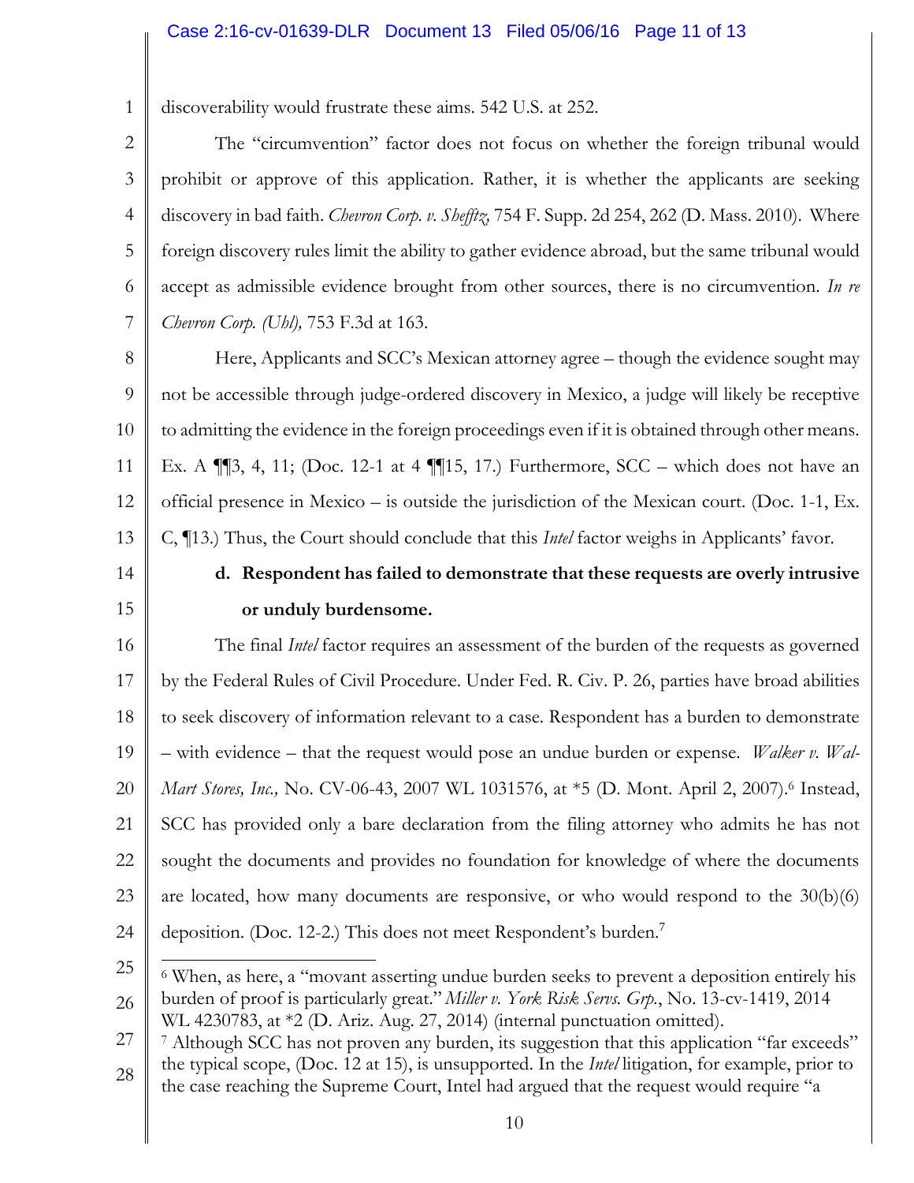discoverability would frustrate these aims. 542 U.S. at 252.

The "circumvention" factor does not focus on whether the foreign tribunal would prohibit or approve of this application. Rather, it is whether the applicants are seeking discovery in bad faith. *Chevron Corp. v. Shefftz,* 754 F. Supp. 2d 254, 262 (D. Mass. 2010). Where foreign discovery rules limit the ability to gather evidence abroad, but the same tribunal would accept as admissible evidence brought from other sources, there is no circumvention. *In re Chevron Corp. (Uhl),* 753 F.3d at 163.

Here, Applicants and SCC's Mexican attorney agree – though the evidence sought may not be accessible through judge-ordered discovery in Mexico, a judge will likely be receptive to admitting the evidence in the foreign proceedings even if it is obtained through other means. Ex. A ¶¶3, 4, 11; (Doc. 12-1 at 4 ¶¶15, 17.) Furthermore, SCC – which does not have an official presence in Mexico – is outside the jurisdiction of the Mexican court. (Doc. 1-1, Ex. C, ¶13.) Thus, the Court should conclude that this *Intel* factor weighs in Applicants' favor.

**d. Respondent has failed to demonstrate that these requests are overly intrusive or unduly burdensome.**

The final *Intel* factor requires an assessment of the burden of the requests as governed by the Federal Rules of Civil Procedure. Under Fed. R. Civ. P. 26, parties have broad abilities to seek discovery of information relevant to a case. Respondent has a burden to demonstrate – with evidence – that the request would pose an undue burden or expense. *Walker v. Wal-Mart Stores, Inc.,* No. CV-06-43, 2007 WL 1031576, at *5 (D. Mont. April 2, 2007).[6] Instead, SCC has provided only a bare declaration from the filing attorney who admits he has not sought the documents and provides no foundation for knowledge of where the documents are located, how many documents are responsive, or who would respond to the 30(b)(6) deposition. (Doc. 12-2.) This does not meet Respondent's burden.[7]

---

[6] When, as here, a "movant asserting undue burden seeks to prevent a deposition entirely his burden of proof is particularly great." *Miller v. York Risk Servs. Grp.*, No. 13-cv-1419, 2014 WL 4230783, at *2 (D. Ariz. Aug. 27, 2014) (internal punctuation omitted).

[7] Although SCC has not proven any burden, its suggestion that this application "far exceeds" the typical scope, (Doc. 12 at 15), is unsupported. In the *Intel* litigation, for example, prior to the case reaching the Supreme Court, Intel had argued that the request would require "a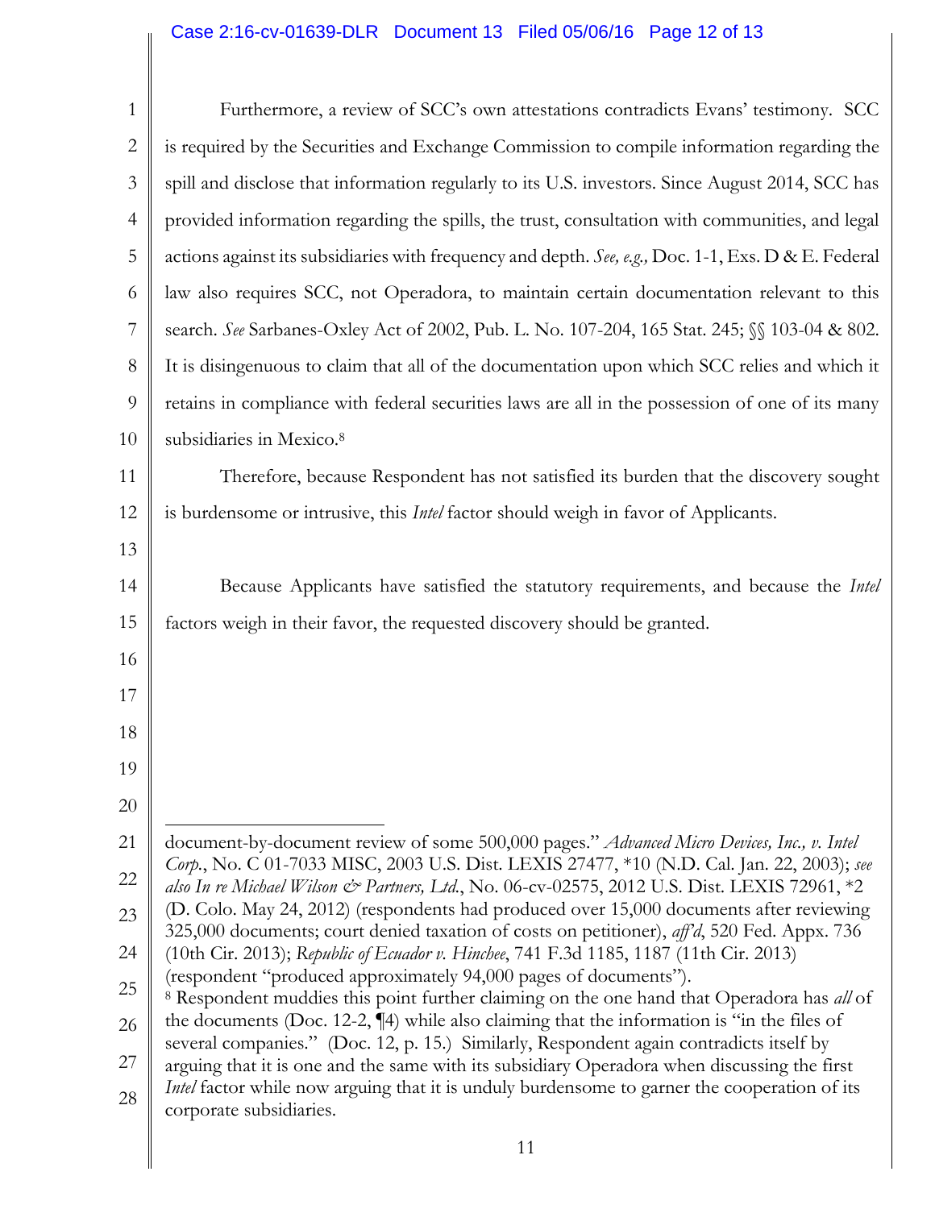Furthermore, a review of SCC's own attestations contradicts Evans' testimony. SCC is required by the Securities and Exchange Commission to compile information regarding the spill and disclose that information regularly to its U.S. investors. Since August 2014, SCC has provided information regarding the spills, the trust, consultation with communities, and legal actions against its subsidiaries with frequency and depth. *See, e.g.,* Doc. 1-1, Exs. D & E. Federal law also requires SCC, not Operadora, to maintain certain documentation relevant to this search. *See* Sarbanes-Oxley Act of 2002, Pub. L. No. 107-204, 165 Stat. 245; §§ 103-04 & 802. It is disingenuous to claim that all of the documentation upon which SCC relies and which it retains in compliance with federal securities laws are all in the possession of one of its many subsidiaries in Mexico.[8]

Therefore, because Respondent has not satisfied its burden that the discovery sought is burdensome or intrusive, this *Intel* factor should weigh in favor of Applicants.

Because Applicants have satisfied the statutory requirements, and because the *Intel* factors weigh in their favor, the requested discovery should be granted.

---

document-by-document review of some 500,000 pages." *Advanced Micro Devices, Inc., v. Intel Corp.*, No. C 01-7033 MISC, 2003 U.S. Dist. LEXIS 27477, *10 (N.D. Cal. Jan. 22, 2003); *see also In re Michael Wilson & Partners, Ltd.*, No. 06-cv-02575, 2012 U.S. Dist. LEXIS 72961, *2 (D. Colo. May 24, 2012) (respondents had produced over 15,000 documents after reviewing 325,000 documents; court denied taxation of costs on petitioner), *aff'd*, 520 Fed. Appx. 736 (10th Cir. 2013); *Republic of Ecuador v. Hinchee*, 741 F.3d 1185, 1187 (11th Cir. 2013) (respondent "produced approximately 94,000 pages of documents").

[8] Respondent muddies this point further claiming on the one hand that Operadora has *all* of the documents (Doc. 12-2, ¶4) while also claiming that the information is "in the files of several companies." (Doc. 12, p. 15.) Similarly, Respondent again contradicts itself by arguing that it is one and the same with its subsidiary Operadora when discussing the first *Intel* factor while now arguing that it is unduly burdensome to garner the cooperation of its corporate subsidiaries.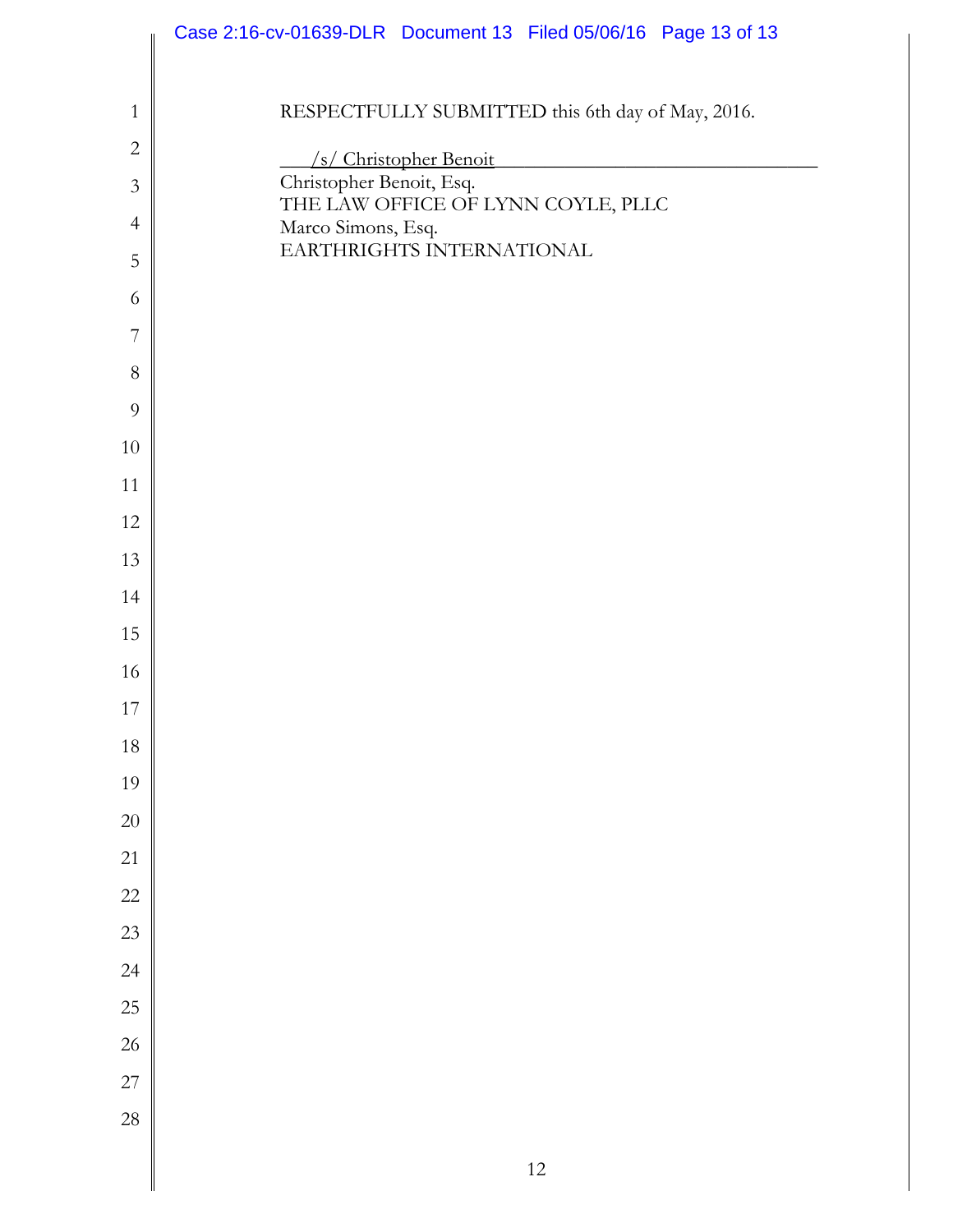RESPECTFULLY SUBMITTED this 6th day of May, 2016.

/s/ Christopher Benoit

Christopher Benoit, Esq.
THE LAW OFFICE OF LYNN COYLE, PLLC
Marco Simons, Esq.
EARTHRIGHTS INTERNATIONAL